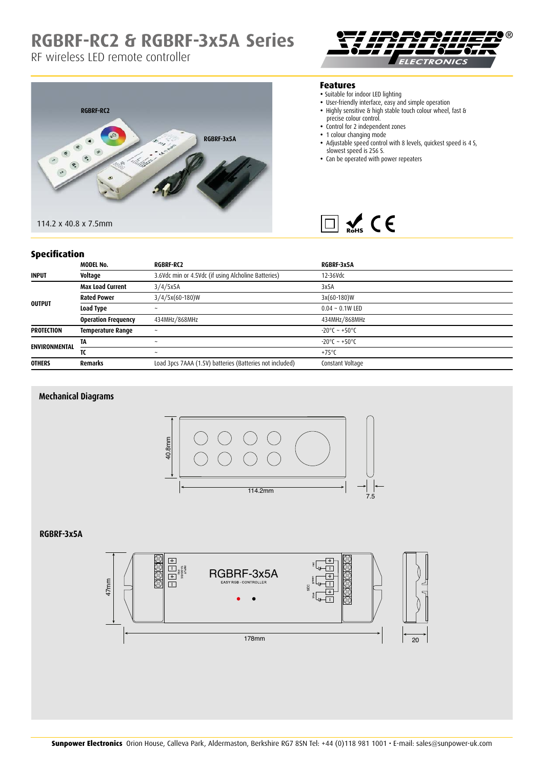# RGBRF-RC2 & RGBRF-3x5A Series

RF wireless LED remote controller

RGBRF-RC2

RGBRF-3x5A

114.2 x 40.8 x 7.5mm

## Features

- Suitable for indoor LED lighting
- User-friendly interface, easy and simple operation
- Highly sensitive & high stable touch colour wheel, fast & precise colour control.
- Control for 2 independent zones
- 1 colour changing mode
- Adjustable speed control with 8 levels, quickest speed is 4 S, slowest speed is 256 S.
- Can be operated with power repeaters

## Specification

| | MODEL No. | RGBRF-RC2 | RGBRF-3x5A |
|---|---|---|---|
| INPUT | Voltage | 3.6Vdc min or 4.5Vdc (if using Alcholine Batteries) | 12-36Vdc |
| OUTPUT | Max Load Current | 3/4/5x5A | 3x5A |
| | Rated Power | 3/4/5x(60-180)W | 3x(60-180)W |
| | Load Type | ~ | 0.04 ~ 0.1W LED |
| | Operation Frequency | 434MHz/868MHz | 434MHz/868MHz |
| PROTECTION | Temperature Range | ~ | -20°C ~ +50°C |
| ENVIRONMENTAL | TA | ~ | -20°C ~ +50°C |
| | TC | ~ | +75°C |
| OTHERS | Remarks | Load 3pcs 7AAA (1.5V) batteries (Batteries not included) | Constant Voltage |

## Mechanical Diagrams

40.8mm

114.2mm

7.5

### RGBRF-3x5A

RGBRF-3x5A

EASY RGB - CONTROLLER

47mm

178mm

20

**Sunpower Electronics** Orion House, Calleva Park, Aldermaston, Berkshire RG7 8SN Tel: +44 (0)118 981 1001 • E-mail: sales@sunpower-uk.com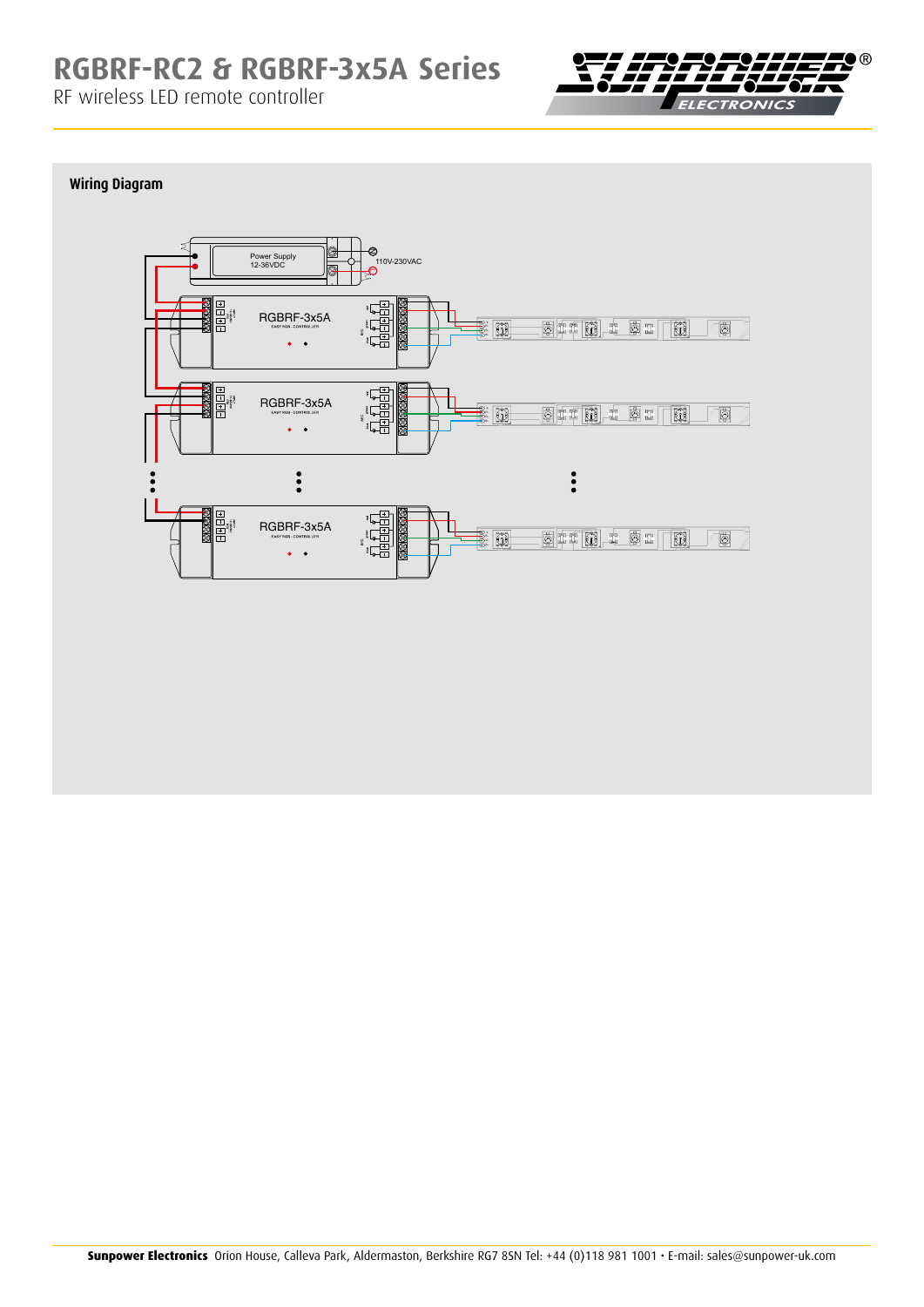# RGBRF-RC2 & RGBRF-3x5A Series

RF wireless LED remote controller

## Wiring Diagram

Power Supply
12-36VDC

110V-230VAC

RGBRF-3x5A

RGBRF-3x5A

RGBRF-3x5A

**Sunpower Electronics** Orion House, Calleva Park, Aldermaston, Berkshire RG7 8SN Tel: +44 (0)118 981 1001 • E-mail: sales@sunpower-uk.com